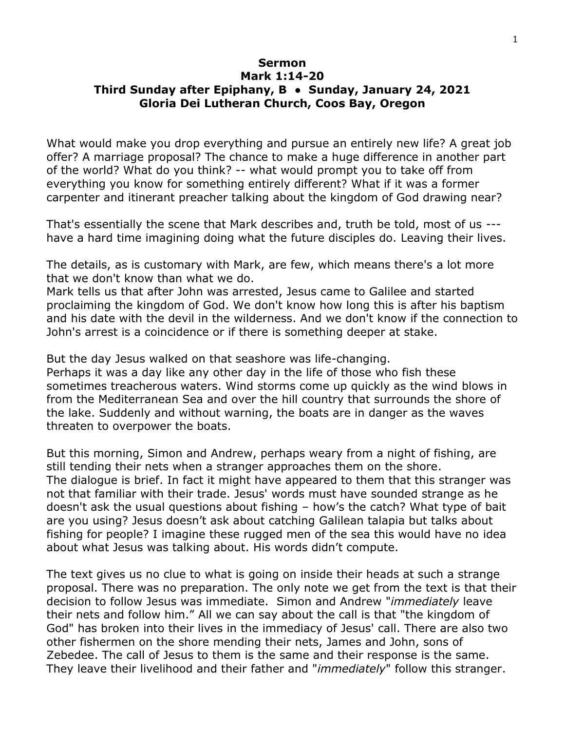**Sermon**
**Mark 1:14-20**
**Third Sunday after Epiphany, B • Sunday, January 24, 2021**
**Gloria Dei Lutheran Church, Coos Bay, Oregon**

What would make you drop everything and pursue an entirely new life? A great job offer? A marriage proposal? The chance to make a huge difference in another part of the world? What do you think? -- what would prompt you to take off from everything you know for something entirely different? What if it was a former carpenter and itinerant preacher talking about the kingdom of God drawing near?

That's essentially the scene that Mark describes and, truth be told, most of us --- have a hard time imagining doing what the future disciples do. Leaving their lives.

The details, as is customary with Mark, are few, which means there's a lot more that we don't know than what we do.
Mark tells us that after John was arrested, Jesus came to Galilee and started proclaiming the kingdom of God. We don't know how long this is after his baptism and his date with the devil in the wilderness. And we don't know if the connection to John's arrest is a coincidence or if there is something deeper at stake.

But the day Jesus walked on that seashore was life-changing.
Perhaps it was a day like any other day in the life of those who fish these sometimes treacherous waters. Wind storms come up quickly as the wind blows in from the Mediterranean Sea and over the hill country that surrounds the shore of the lake. Suddenly and without warning, the boats are in danger as the waves threaten to overpower the boats.

But this morning, Simon and Andrew, perhaps weary from a night of fishing, are still tending their nets when a stranger approaches them on the shore.
The dialogue is brief. In fact it might have appeared to them that this stranger was not that familiar with their trade. Jesus' words must have sounded strange as he doesn't ask the usual questions about fishing – how's the catch? What type of bait are you using? Jesus doesn't ask about catching Galilean talapia but talks about fishing for people? I imagine these rugged men of the sea this would have no idea about what Jesus was talking about. His words didn't compute.

The text gives us no clue to what is going on inside their heads at such a strange proposal. There was no preparation. The only note we get from the text is that their decision to follow Jesus was immediate. Simon and Andrew "*immediately* leave their nets and follow him." All we can say about the call is that "the kingdom of God" has broken into their lives in the immediacy of Jesus' call. There are also two other fishermen on the shore mending their nets, James and John, sons of Zebedee. The call of Jesus to them is the same and their response is the same. They leave their livelihood and their father and "*immediately*" follow this stranger.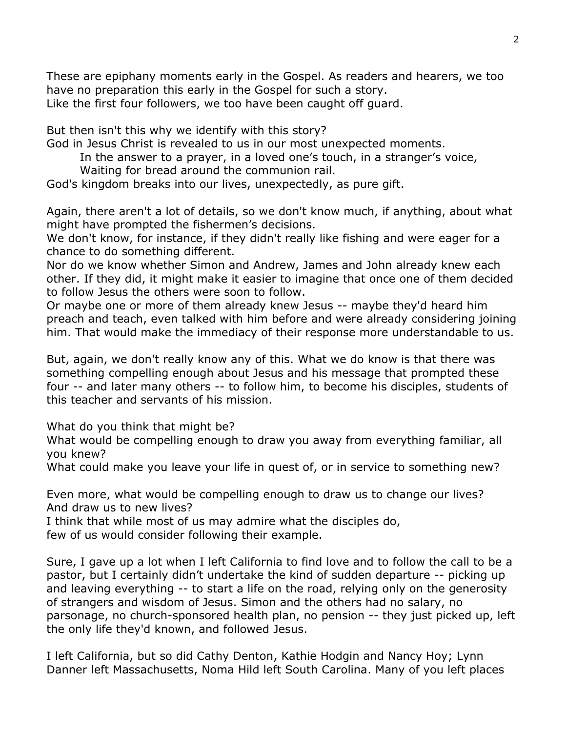These are epiphany moments early in the Gospel. As readers and hearers, we too have no preparation this early in the Gospel for such a story.
Like the first four followers, we too have been caught off guard.

But then isn't this why we identify with this story?
God in Jesus Christ is revealed to us in our most unexpected moments.
  In the answer to a prayer, in a loved one's touch, in a stranger's voice,
  Waiting for bread around the communion rail.
God's kingdom breaks into our lives, unexpectedly, as pure gift.

Again, there aren't a lot of details, so we don't know much, if anything, about what might have prompted the fishermen's decisions.
We don't know, for instance, if they didn't really like fishing and were eager for a chance to do something different.
Nor do we know whether Simon and Andrew, James and John already knew each other. If they did, it might make it easier to imagine that once one of them decided to follow Jesus the others were soon to follow.
Or maybe one or more of them already knew Jesus -- maybe they'd heard him preach and teach, even talked with him before and were already considering joining him. That would make the immediacy of their response more understandable to us.

But, again, we don't really know any of this. What we do know is that there was something compelling enough about Jesus and his message that prompted these four -- and later many others -- to follow him, to become his disciples, students of this teacher and servants of his mission.

What do you think that might be?
What would be compelling enough to draw you away from everything familiar, all you knew?
What could make you leave your life in quest of, or in service to something new?

Even more, what would be compelling enough to draw us to change our lives?
And draw us to new lives?
I think that while most of us may admire what the disciples do,
few of us would consider following their example.

Sure, I gave up a lot when I left California to find love and to follow the call to be a pastor, but I certainly didn't undertake the kind of sudden departure -- picking up and leaving everything -- to start a life on the road, relying only on the generosity of strangers and wisdom of Jesus. Simon and the others had no salary, no parsonage, no church-sponsored health plan, no pension -- they just picked up, left the only life they'd known, and followed Jesus.

I left California, but so did Cathy Denton, Kathie Hodgin and Nancy Hoy; Lynn Danner left Massachusetts, Noma Hild left South Carolina. Many of you left places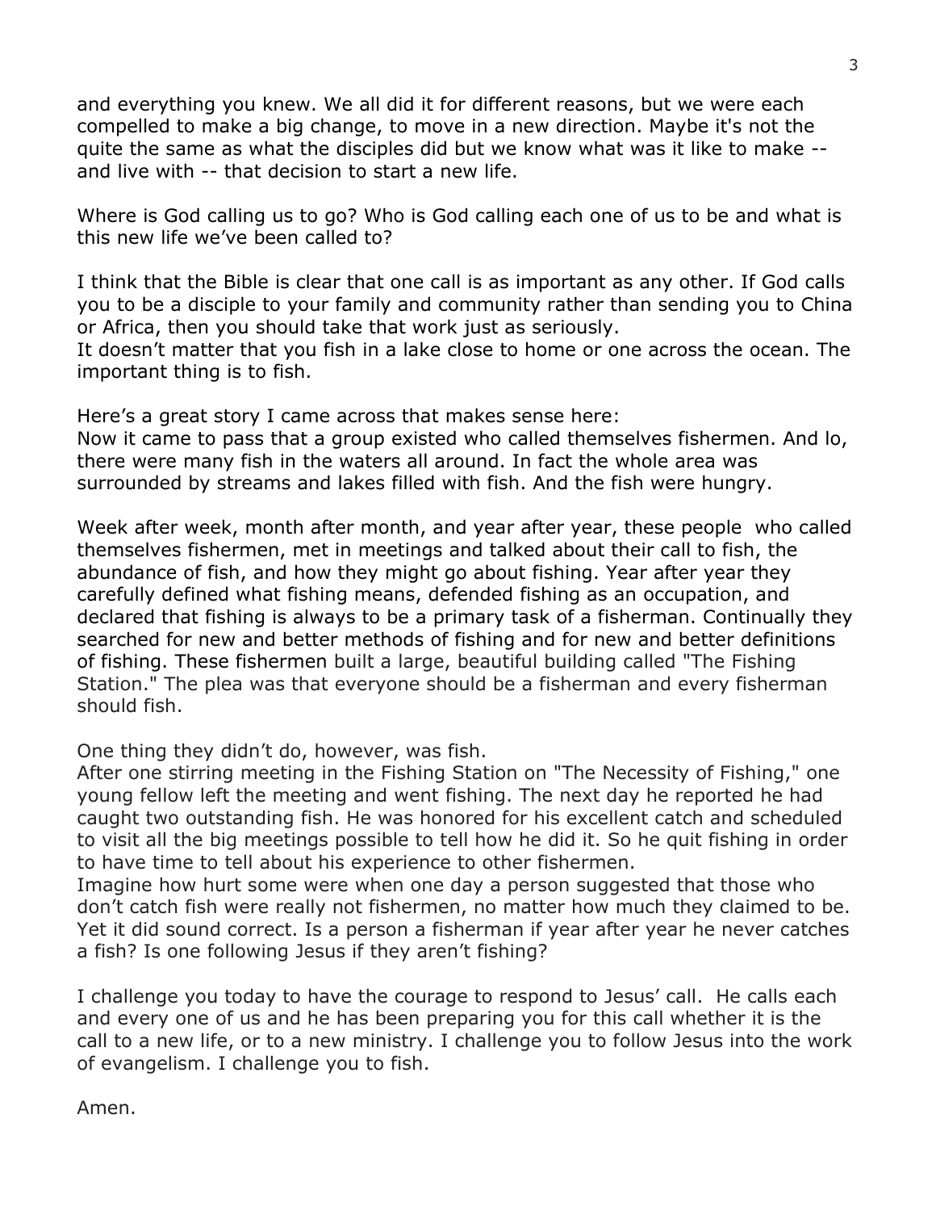and everything you knew. We all did it for different reasons, but we were each compelled to make a big change, to move in a new direction. Maybe it's not the quite the same as what the disciples did but we know what was it like to make -- and live with -- that decision to start a new life.

Where is God calling us to go? Who is God calling each one of us to be and what is this new life we've been called to?

I think that the Bible is clear that one call is as important as any other. If God calls you to be a disciple to your family and community rather than sending you to China or Africa, then you should take that work just as seriously.
It doesn't matter that you fish in a lake close to home or one across the ocean. The important thing is to fish.

Here's a great story I came across that makes sense here:
Now it came to pass that a group existed who called themselves fishermen. And lo, there were many fish in the waters all around. In fact the whole area was surrounded by streams and lakes filled with fish. And the fish were hungry.

Week after week, month after month, and year after year, these people who called themselves fishermen, met in meetings and talked about their call to fish, the abundance of fish, and how they might go about fishing. Year after year they carefully defined what fishing means, defended fishing as an occupation, and declared that fishing is always to be a primary task of a fisherman. Continually they searched for new and better methods of fishing and for new and better definitions of fishing. These fishermen built a large, beautiful building called "The Fishing Station." The plea was that everyone should be a fisherman and every fisherman should fish.

One thing they didn't do, however, was fish.
After one stirring meeting in the Fishing Station on "The Necessity of Fishing," one young fellow left the meeting and went fishing. The next day he reported he had caught two outstanding fish. He was honored for his excellent catch and scheduled to visit all the big meetings possible to tell how he did it. So he quit fishing in order to have time to tell about his experience to other fishermen.
Imagine how hurt some were when one day a person suggested that those who don't catch fish were really not fishermen, no matter how much they claimed to be. Yet it did sound correct. Is a person a fisherman if year after year he never catches a fish? Is one following Jesus if they aren't fishing?

I challenge you today to have the courage to respond to Jesus' call. He calls each and every one of us and he has been preparing you for this call whether it is the call to a new life, or to a new ministry. I challenge you to follow Jesus into the work of evangelism. I challenge you to fish.

Amen.